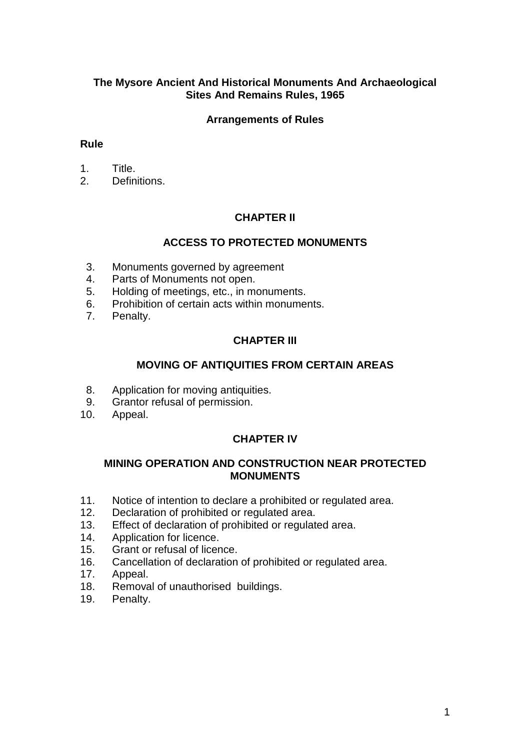# The Mysore Ancient And Historical Monuments And Archaeological Sites And Remains Rules, 1965

## Arrangements of Rules

**Rule**

1. Title.
2. Definitions.

## CHAPTER II

## ACCESS TO PROTECTED MONUMENTS

3. Monuments governed by agreement
4. Parts of Monuments not open.
5. Holding of meetings, etc., in monuments.
6. Prohibition of certain acts within monuments.
7. Penalty.

## CHAPTER III

## MOVING OF ANTIQUITIES FROM CERTAIN AREAS

8. Application for moving antiquities.
9. Grantor refusal of permission.
10. Appeal.

## CHAPTER IV

## MINING OPERATION AND CONSTRUCTION NEAR PROTECTED MONUMENTS

11. Notice of intention to declare a prohibited or regulated area.
12. Declaration of prohibited or regulated area.
13. Effect of declaration of prohibited or regulated area.
14. Application for licence.
15. Grant or refusal of licence.
16. Cancellation of declaration of prohibited or regulated area.
17. Appeal.
18. Removal of unauthorised buildings.
19. Penalty.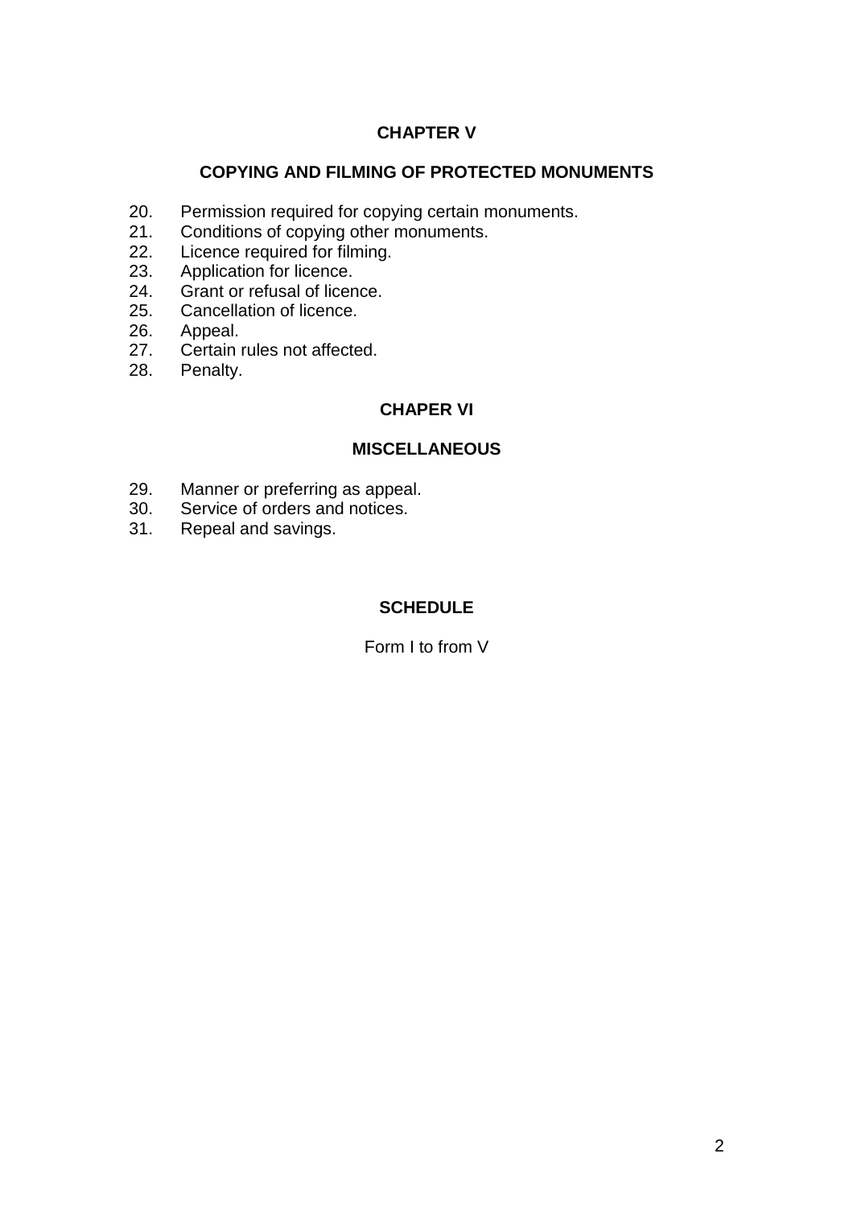## CHAPTER V

## COPYING AND FILMING OF PROTECTED MONUMENTS

20. Permission required for copying certain monuments.
21. Conditions of copying other monuments.
22. Licence required for filming.
23. Application for licence.
24. Grant or refusal of licence.
25. Cancellation of licence.
26. Appeal.
27. Certain rules not affected.
28. Penalty.

## CHAPER VI

## MISCELLANEOUS

29. Manner or preferring as appeal.
30. Service of orders and notices.
31. Repeal and savings.

## SCHEDULE

Form I to from V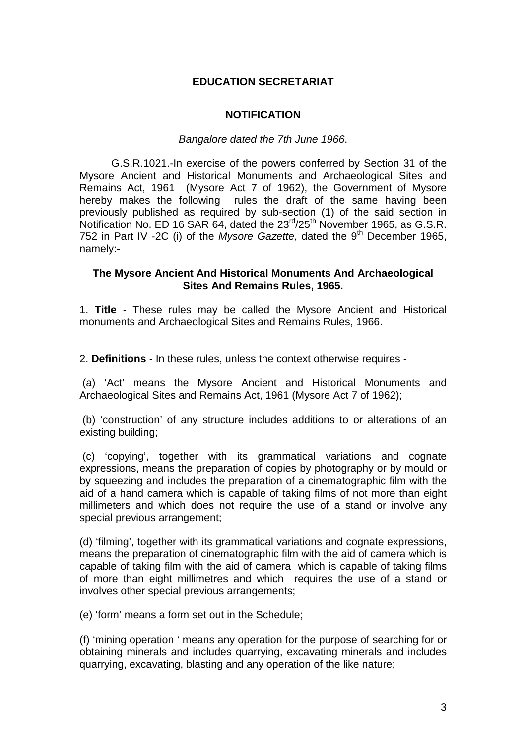**EDUCATION SECRETARIAT**

**NOTIFICATION**

*Bangalore dated the 7th June 1966*.

G.S.R.1021.-In exercise of the powers conferred by Section 31 of the Mysore Ancient and Historical Monuments and Archaeological Sites and Remains Act, 1961 (Mysore Act 7 of 1962), the Government of Mysore hereby makes the following rules the draft of the same having been previously published as required by sub-section (1) of the said section in Notification No. ED 16 SAR 64, dated the 23rd/25th November 1965, as G.S.R. 752 in Part IV -2C (i) of the *Mysore Gazette*, dated the 9th December 1965, namely:-

**The Mysore Ancient And Historical Monuments And Archaeological Sites And Remains Rules, 1965.**

1. **Title** - These rules may be called the Mysore Ancient and Historical monuments and Archaeological Sites and Remains Rules, 1966.

2. **Definitions** - In these rules, unless the context otherwise requires -

(a) 'Act' means the Mysore Ancient and Historical Monuments and Archaeological Sites and Remains Act, 1961 (Mysore Act 7 of 1962);

(b) 'construction' of any structure includes additions to or alterations of an existing building;

(c) 'copying', together with its grammatical variations and cognate expressions, means the preparation of copies by photography or by mould or by squeezing and includes the preparation of a cinematographic film with the aid of a hand camera which is capable of taking films of not more than eight millimeters and which does not require the use of a stand or involve any special previous arrangement;

(d) 'filming', together with its grammatical variations and cognate expressions, means the preparation of cinematographic film with the aid of camera which is capable of taking film with the aid of camera which is capable of taking films of more than eight millimetres and which requires the use of a stand or involves other special previous arrangements;

(e) 'form' means a form set out in the Schedule;

(f) 'mining operation ' means any operation for the purpose of searching for or obtaining minerals and includes quarrying, excavating minerals and includes quarrying, excavating, blasting and any operation of the like nature;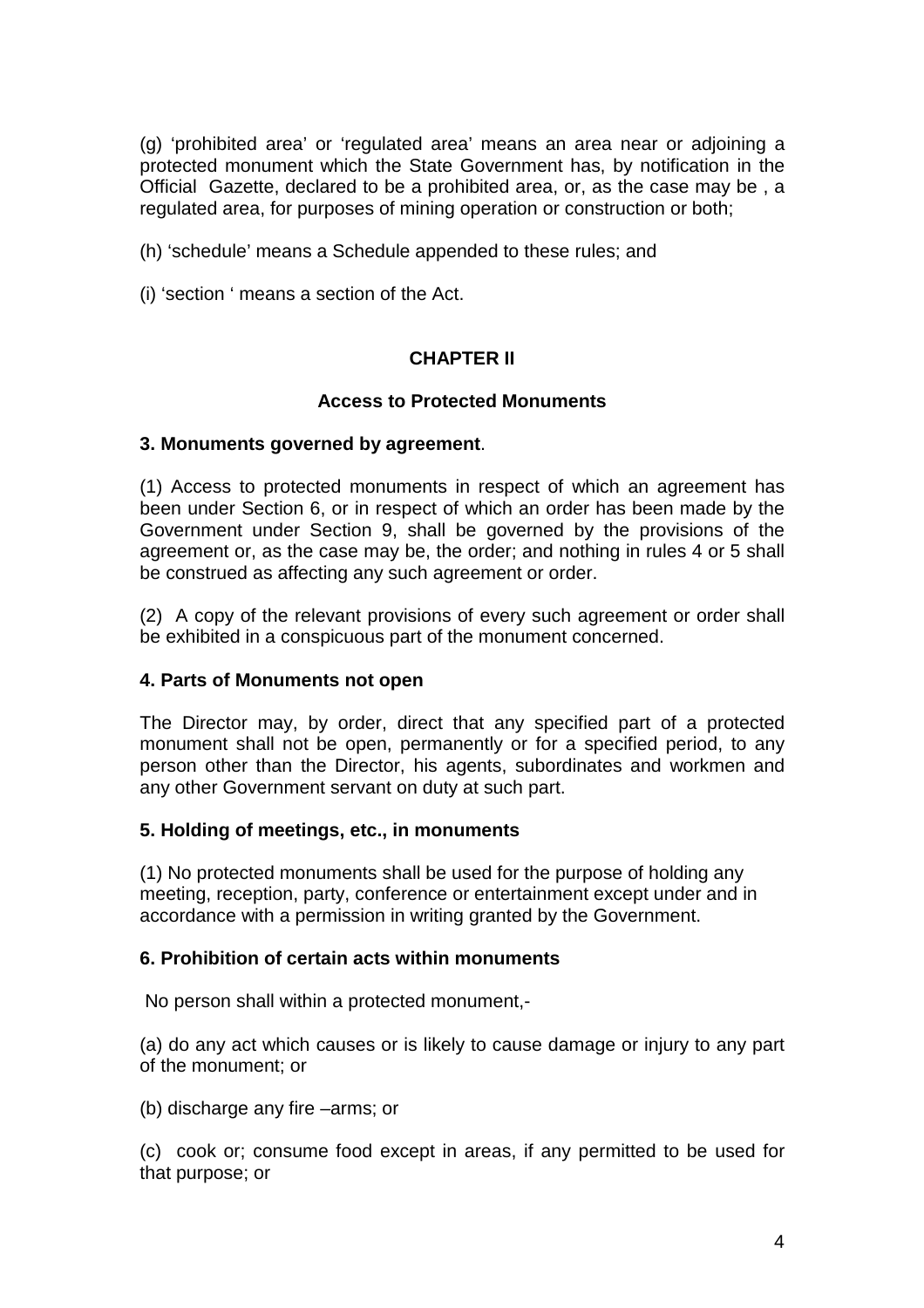(g) 'prohibited area' or 'regulated area' means an area near or adjoining a protected monument which the State Government has, by notification in the Official Gazette, declared to be a prohibited area, or, as the case may be , a regulated area, for purposes of mining operation or construction or both;

(h) 'schedule' means a Schedule appended to these rules; and

(i) 'section ' means a section of the Act.

## CHAPTER II

### Access to Protected Monuments

**3. Monuments governed by agreement**.

(1) Access to protected monuments in respect of which an agreement has been under Section 6, or in respect of which an order has been made by the Government under Section 9, shall be governed by the provisions of the agreement or, as the case may be, the order; and nothing in rules 4 or 5 shall be construed as affecting any such agreement or order.

(2) A copy of the relevant provisions of every such agreement or order shall be exhibited in a conspicuous part of the monument concerned.

**4. Parts of Monuments not open**

The Director may, by order, direct that any specified part of a protected monument shall not be open, permanently or for a specified period, to any person other than the Director, his agents, subordinates and workmen and any other Government servant on duty at such part.

**5. Holding of meetings, etc., in monuments**

(1) No protected monuments shall be used for the purpose of holding any meeting, reception, party, conference or entertainment except under and in accordance with a permission in writing granted by the Government.

**6. Prohibition of certain acts within monuments**

No person shall within a protected monument,-

(a) do any act which causes or is likely to cause damage or injury to any part of the monument; or

(b) discharge any fire –arms; or

(c) cook or; consume food except in areas, if any permitted to be used for that purpose; or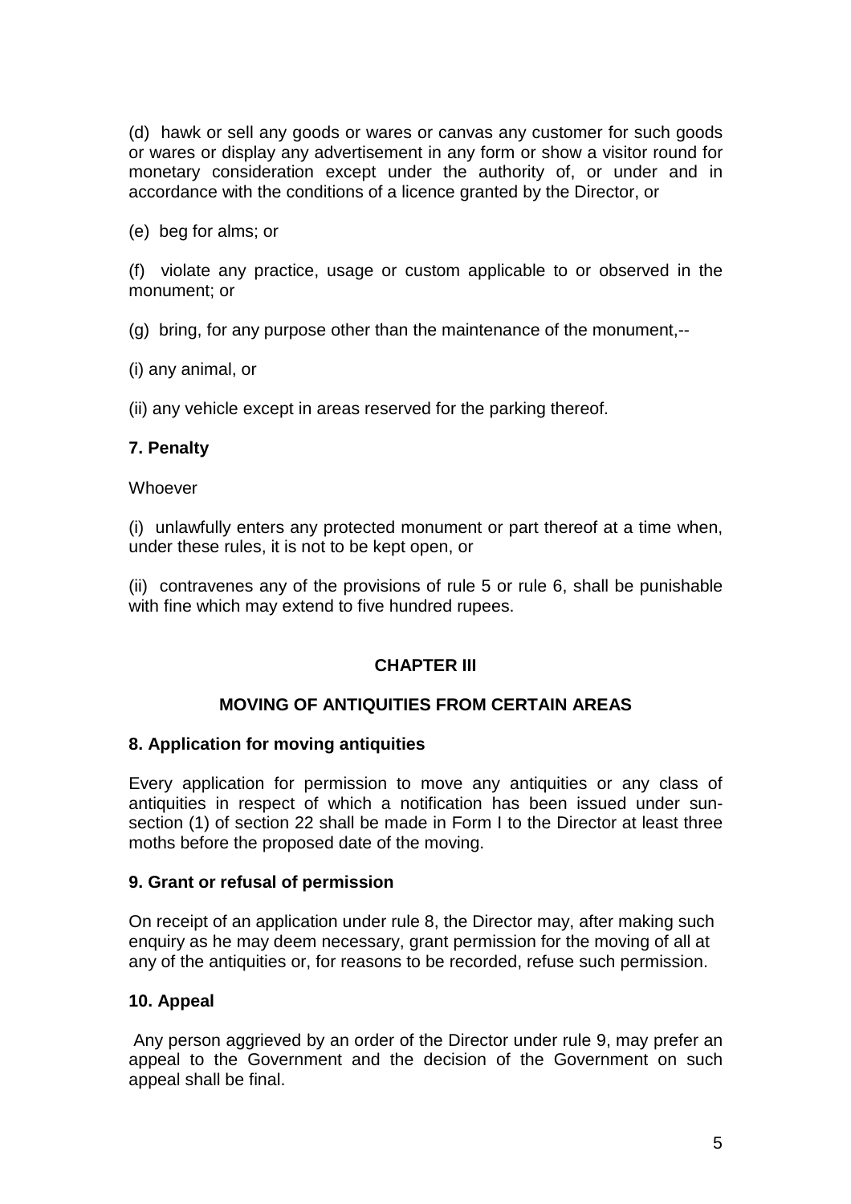(d) hawk or sell any goods or wares or canvas any customer for such goods or wares or display any advertisement in any form or show a visitor round for monetary consideration except under the authority of, or under and in accordance with the conditions of a licence granted by the Director, or

(e) beg for alms; or

(f) violate any practice, usage or custom applicable to or observed in the monument; or

(g) bring, for any purpose other than the maintenance of the monument,--

(i) any animal, or

(ii) any vehicle except in areas reserved for the parking thereof.

### 7. Penalty

Whoever

(i) unlawfully enters any protected monument or part thereof at a time when, under these rules, it is not to be kept open, or

(ii) contravenes any of the provisions of rule 5 or rule 6, shall be punishable with fine which may extend to five hundred rupees.

## CHAPTER III

## MOVING OF ANTIQUITIES FROM CERTAIN AREAS

### 8. Application for moving antiquities

Every application for permission to move any antiquities or any class of antiquities in respect of which a notification has been issued under sun-section (1) of section 22 shall be made in Form I to the Director at least three moths before the proposed date of the moving.

### 9. Grant or refusal of permission

On receipt of an application under rule 8, the Director may, after making such enquiry as he may deem necessary, grant permission for the moving of all at any of the antiquities or, for reasons to be recorded, refuse such permission.

### 10. Appeal

Any person aggrieved by an order of the Director under rule 9, may prefer an appeal to the Government and the decision of the Government on such appeal shall be final.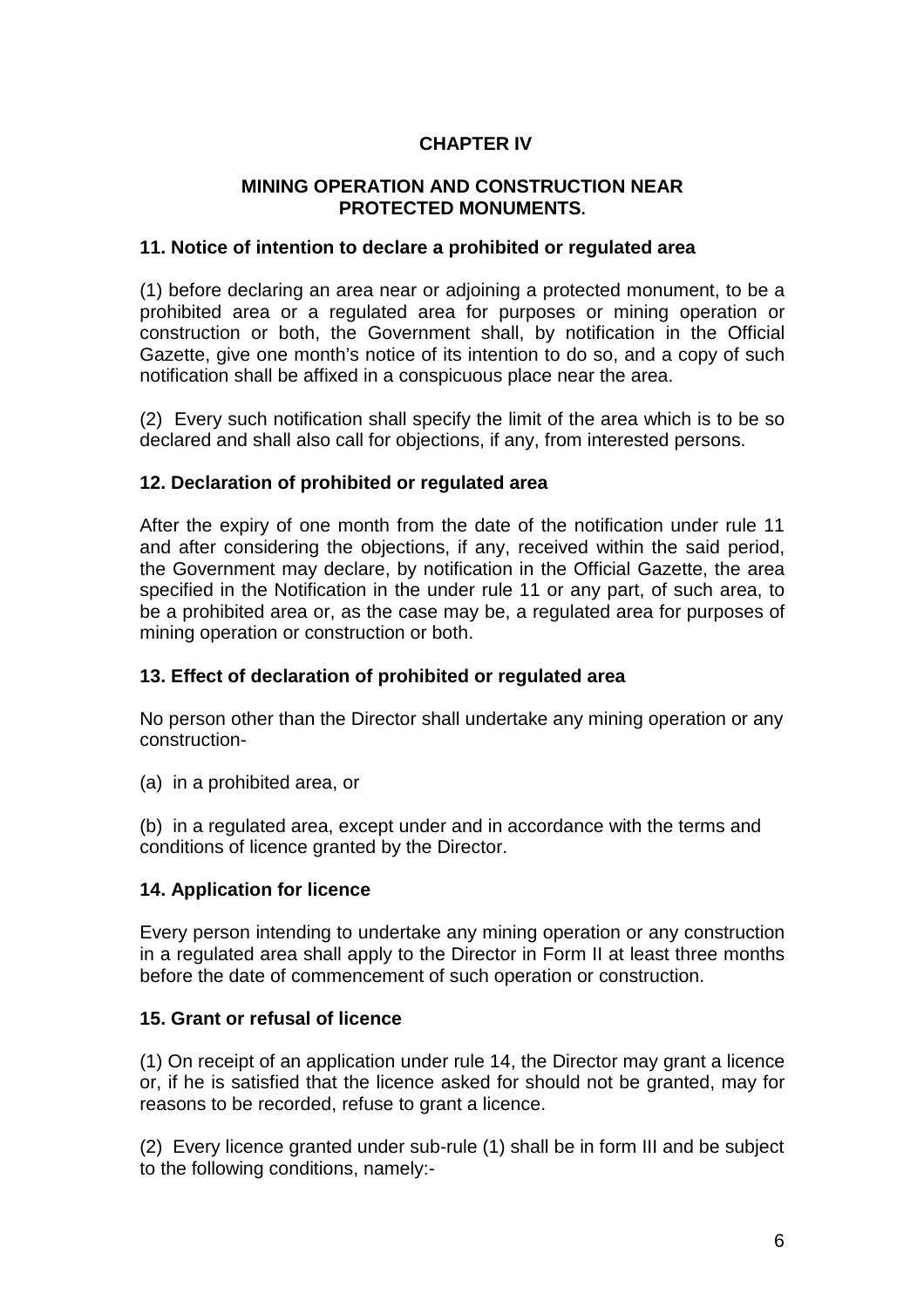# CHAPTER IV

## MINING OPERATION AND CONSTRUCTION NEAR PROTECTED MONUMENTS.

### 11. Notice of intention to declare a prohibited or regulated area

(1) before declaring an area near or adjoining a protected monument, to be a prohibited area or a regulated area for purposes or mining operation or construction or both, the Government shall, by notification in the Official Gazette, give one month's notice of its intention to do so, and a copy of such notification shall be affixed in a conspicuous place near the area.

(2) Every such notification shall specify the limit of the area which is to be so declared and shall also call for objections, if any, from interested persons.

### 12. Declaration of prohibited or regulated area

After the expiry of one month from the date of the notification under rule 11 and after considering the objections, if any, received within the said period, the Government may declare, by notification in the Official Gazette, the area specified in the Notification in the under rule 11 or any part, of such area, to be a prohibited area or, as the case may be, a regulated area for purposes of mining operation or construction or both.

### 13. Effect of declaration of prohibited or regulated area

No person other than the Director shall undertake any mining operation or any construction-

(a) in a prohibited area, or

(b) in a regulated area, except under and in accordance with the terms and conditions of licence granted by the Director.

### 14. Application for licence

Every person intending to undertake any mining operation or any construction in a regulated area shall apply to the Director in Form II at least three months before the date of commencement of such operation or construction.

### 15. Grant or refusal of licence

(1) On receipt of an application under rule 14, the Director may grant a licence or, if he is satisfied that the licence asked for should not be granted, may for reasons to be recorded, refuse to grant a licence.

(2) Every licence granted under sub-rule (1) shall be in form III and be subject to the following conditions, namely:-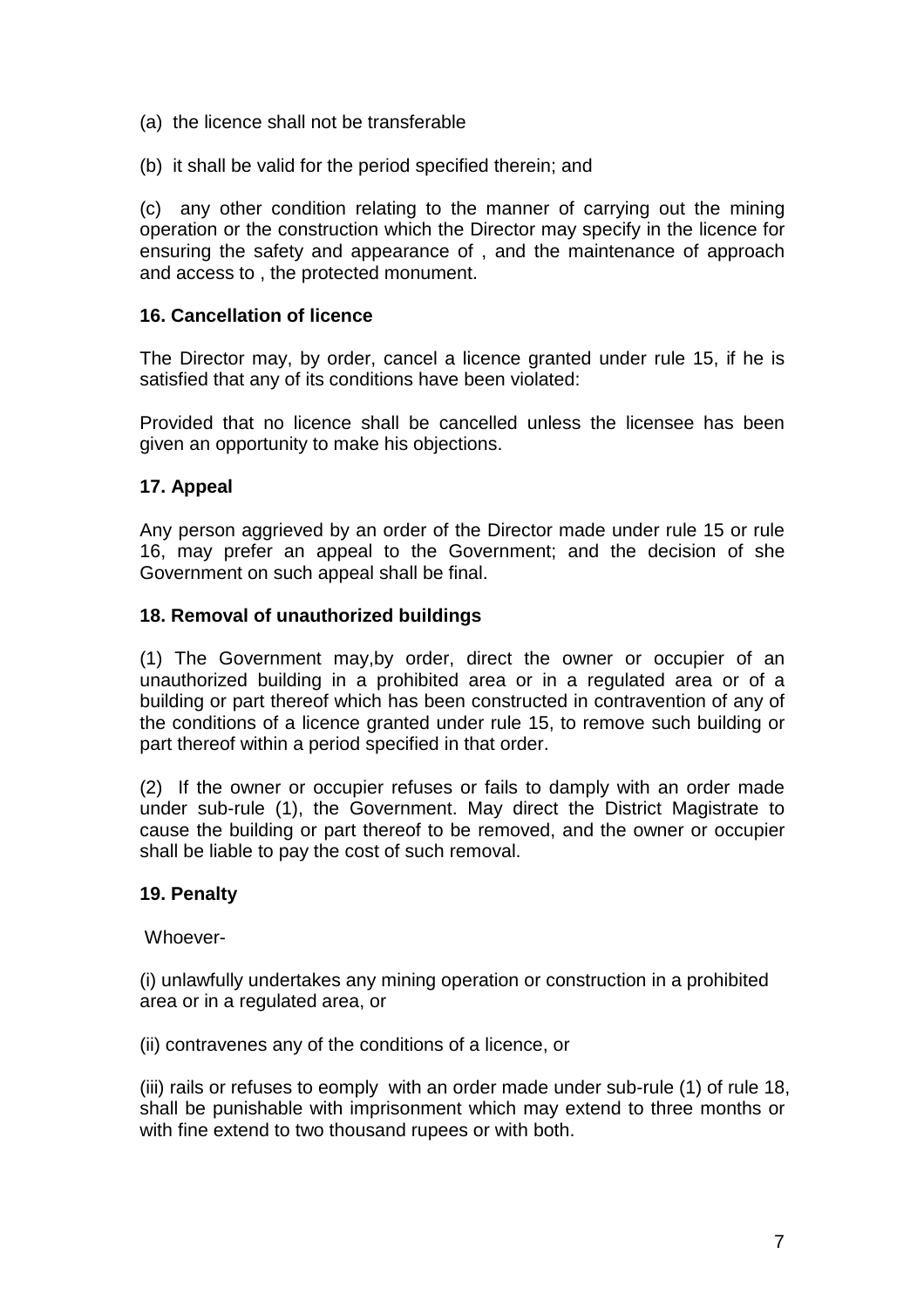(a) the licence shall not be transferable

(b) it shall be valid for the period specified therein; and

(c) any other condition relating to the manner of carrying out the mining operation or the construction which the Director may specify in the licence for ensuring the safety and appearance of , and the maintenance of approach and access to , the protected monument.

**16. Cancellation of licence**

The Director may, by order, cancel a licence granted under rule 15, if he is satisfied that any of its conditions have been violated:

Provided that no licence shall be cancelled unless the licensee has been given an opportunity to make his objections.

**17. Appeal**

Any person aggrieved by an order of the Director made under rule 15 or rule 16, may prefer an appeal to the Government; and the decision of she Government on such appeal shall be final.

**18. Removal of unauthorized buildings**

(1) The Government may,by order, direct the owner or occupier of an unauthorized building in a prohibited area or in a regulated area or of a building or part thereof which has been constructed in contravention of any of the conditions of a licence granted under rule 15, to remove such building or part thereof within a period specified in that order.

(2) If the owner or occupier refuses or fails to damply with an order made under sub-rule (1), the Government. May direct the District Magistrate to cause the building or part thereof to be removed, and the owner or occupier shall be liable to pay the cost of such removal.

**19. Penalty**

Whoever-

(i) unlawfully undertakes any mining operation or construction in a prohibited area or in a regulated area, or

(ii) contravenes any of the conditions of a licence, or

(iii) rails or refuses to eomply with an order made under sub-rule (1) of rule 18, shall be punishable with imprisonment which may extend to three months or with fine extend to two thousand rupees or with both.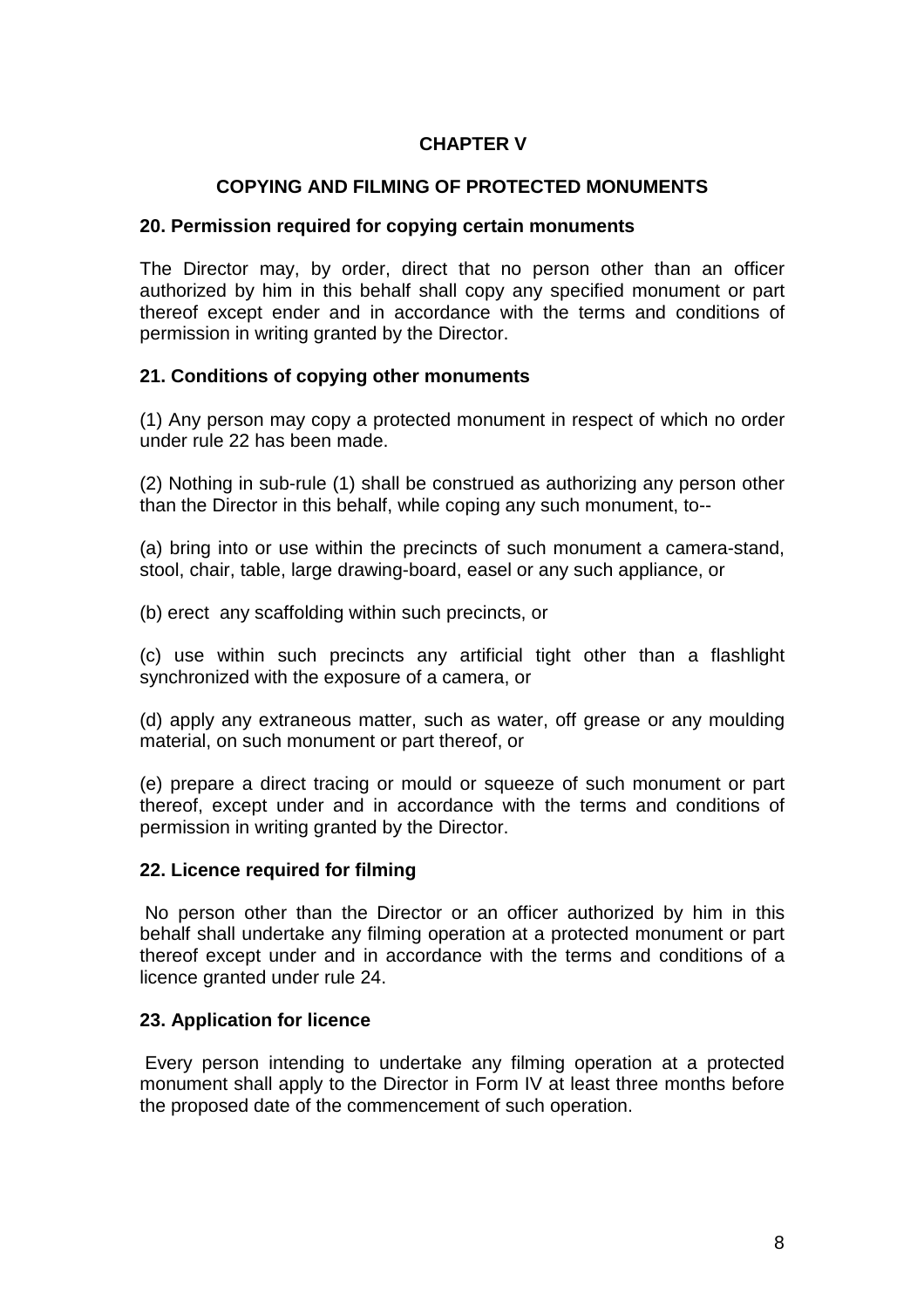# CHAPTER V

## COPYING AND FILMING OF PROTECTED MONUMENTS

### 20. Permission required for copying certain monuments

The Director may, by order, direct that no person other than an officer authorized by him in this behalf shall copy any specified monument or part thereof except ender and in accordance with the terms and conditions of permission in writing granted by the Director.

### 21. Conditions of copying other monuments

(1) Any person may copy a protected monument in respect of which no order under rule 22 has been made.

(2) Nothing in sub-rule (1) shall be construed as authorizing any person other than the Director in this behalf, while coping any such monument, to--

(a) bring into or use within the precincts of such monument a camera-stand, stool, chair, table, large drawing-board, easel or any such appliance, or

(b) erect any scaffolding within such precincts, or

(c) use within such precincts any artificial tight other than a flashlight synchronized with the exposure of a camera, or

(d) apply any extraneous matter, such as water, off grease or any moulding material, on such monument or part thereof, or

(e) prepare a direct tracing or mould or squeeze of such monument or part thereof, except under and in accordance with the terms and conditions of permission in writing granted by the Director.

### 22. Licence required for filming

No person other than the Director or an officer authorized by him in this behalf shall undertake any filming operation at a protected monument or part thereof except under and in accordance with the terms and conditions of a licence granted under rule 24.

### 23. Application for licence

Every person intending to undertake any filming operation at a protected monument shall apply to the Director in Form IV at least three months before the proposed date of the commencement of such operation.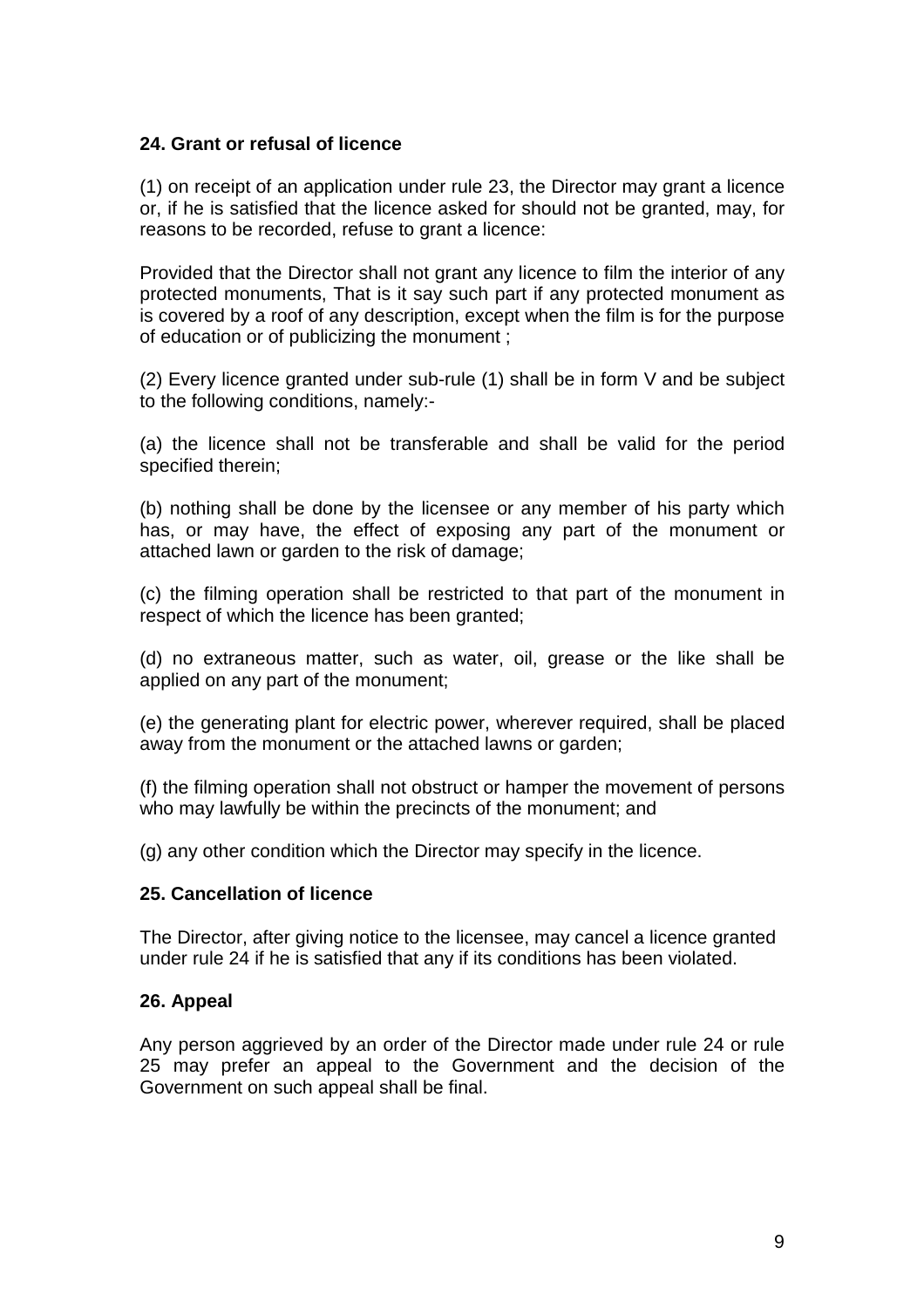**24. Grant or refusal of licence**

(1) on receipt of an application under rule 23, the Director may grant a licence or, if he is satisfied that the licence asked for should not be granted, may, for reasons to be recorded, refuse to grant a licence:

Provided that the Director shall not grant any licence to film the interior of any protected monuments, That is it say such part if any protected monument as is covered by a roof of any description, except when the film is for the purpose of education or of publicizing the monument ;

(2) Every licence granted under sub-rule (1) shall be in form V and be subject to the following conditions, namely:-

(a) the licence shall not be transferable and shall be valid for the period specified therein;

(b) nothing shall be done by the licensee or any member of his party which has, or may have, the effect of exposing any part of the monument or attached lawn or garden to the risk of damage;

(c) the filming operation shall be restricted to that part of the monument in respect of which the licence has been granted;

(d) no extraneous matter, such as water, oil, grease or the like shall be applied on any part of the monument;

(e) the generating plant for electric power, wherever required, shall be placed away from the monument or the attached lawns or garden;

(f) the filming operation shall not obstruct or hamper the movement of persons who may lawfully be within the precincts of the monument; and

(g) any other condition which the Director may specify in the licence.

**25. Cancellation of licence**

The Director, after giving notice to the licensee, may cancel a licence granted under rule 24 if he is satisfied that any if its conditions has been violated.

**26. Appeal**

Any person aggrieved by an order of the Director made under rule 24 or rule 25 may prefer an appeal to the Government and the decision of the Government on such appeal shall be final.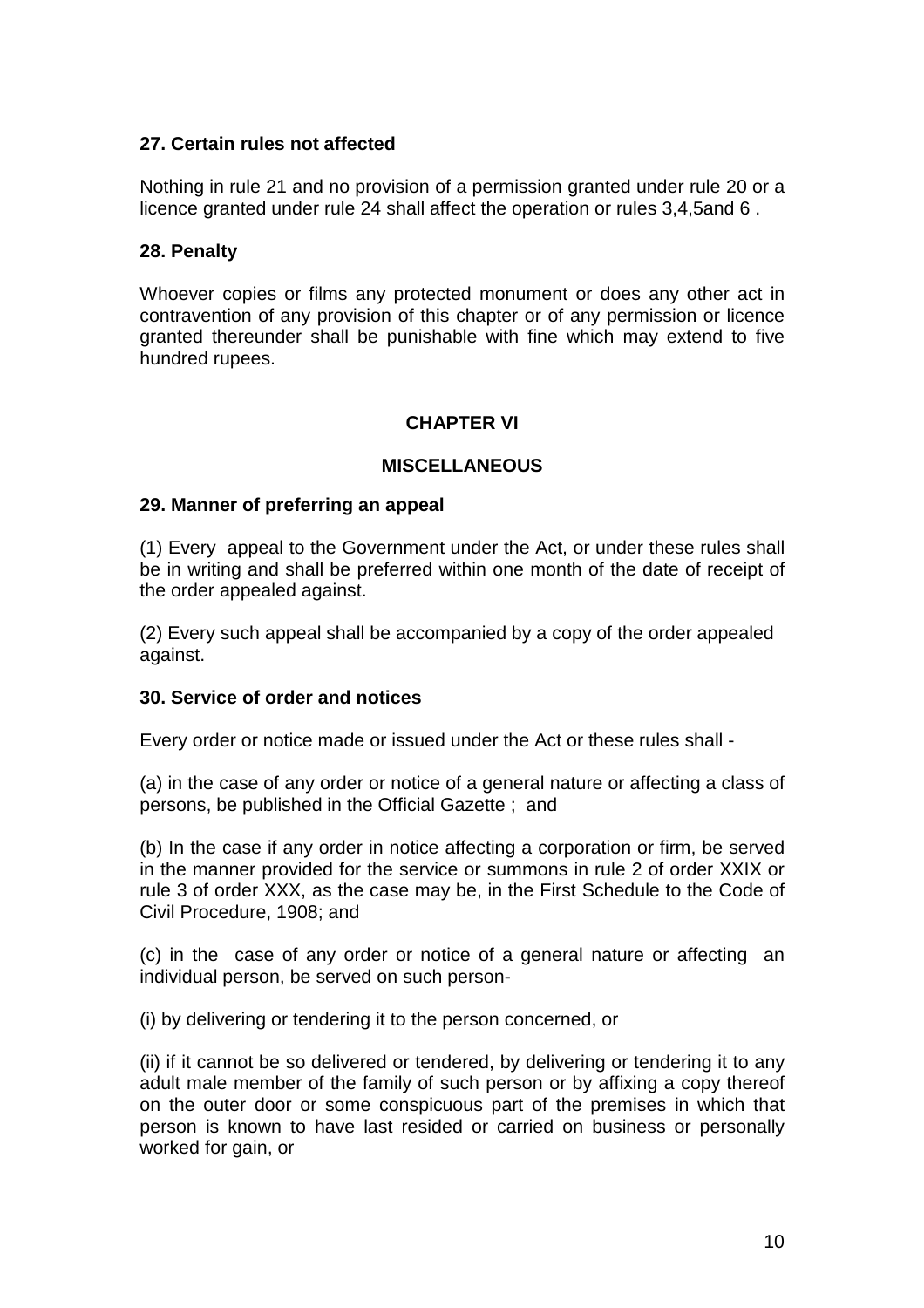**27. Certain rules not affected**

Nothing in rule 21 and no provision of a permission granted under rule 20 or a licence granted under rule 24 shall affect the operation or rules 3,4,5and 6 .

**28. Penalty**

Whoever copies or films any protected monument or does any other act in contravention of any provision of this chapter or of any permission or licence granted thereunder shall be punishable with fine which may extend to five hundred rupees.

## CHAPTER VI

## MISCELLANEOUS

**29. Manner of preferring an appeal**

(1) Every appeal to the Government under the Act, or under these rules shall be in writing and shall be preferred within one month of the date of receipt of the order appealed against.

(2) Every such appeal shall be accompanied by a copy of the order appealed against.

**30. Service of order and notices**

Every order or notice made or issued under the Act or these rules shall -

(a) in the case of any order or notice of a general nature or affecting a class of persons, be published in the Official Gazette ; and

(b) In the case if any order in notice affecting a corporation or firm, be served in the manner provided for the service or summons in rule 2 of order XXIX or rule 3 of order XXX, as the case may be, in the First Schedule to the Code of Civil Procedure, 1908; and

(c) in the case of any order or notice of a general nature or affecting an individual person, be served on such person-

(i) by delivering or tendering it to the person concerned, or

(ii) if it cannot be so delivered or tendered, by delivering or tendering it to any adult male member of the family of such person or by affixing a copy thereof on the outer door or some conspicuous part of the premises in which that person is known to have last resided or carried on business or personally worked for gain, or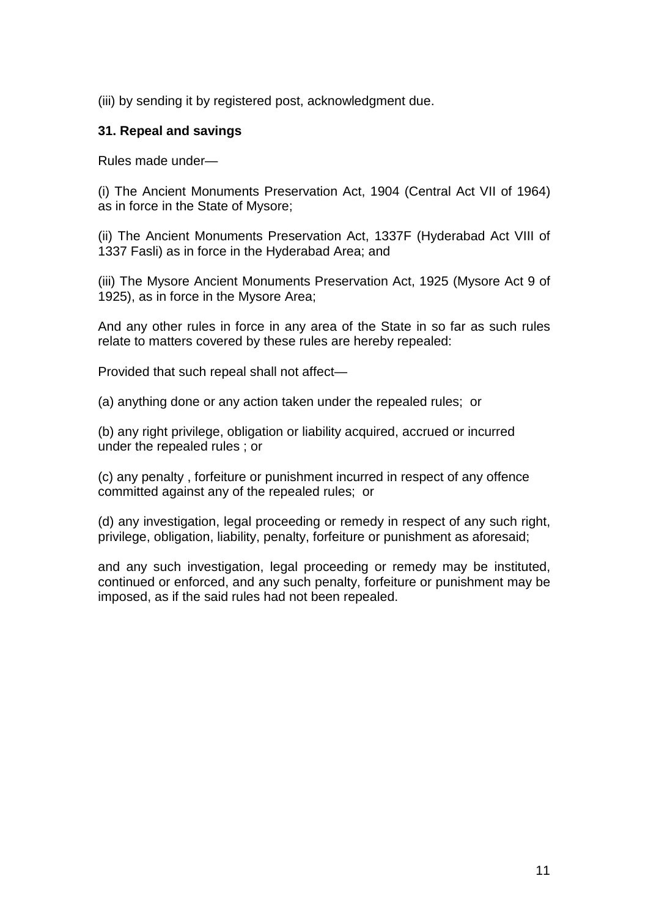(iii) by sending it by registered post, acknowledgment due.

**31. Repeal and savings**

Rules made under—

(i) The Ancient Monuments Preservation Act, 1904 (Central Act VII of 1964) as in force in the State of Mysore;

(ii) The Ancient Monuments Preservation Act, 1337F (Hyderabad Act VIII of 1337 Fasli) as in force in the Hyderabad Area; and

(iii) The Mysore Ancient Monuments Preservation Act, 1925 (Mysore Act 9 of 1925), as in force in the Mysore Area;

And any other rules in force in any area of the State in so far as such rules relate to matters covered by these rules are hereby repealed:

Provided that such repeal shall not affect—

(a) anything done or any action taken under the repealed rules; or

(b) any right privilege, obligation or liability acquired, accrued or incurred under the repealed rules ; or

(c) any penalty , forfeiture or punishment incurred in respect of any offence committed against any of the repealed rules; or

(d) any investigation, legal proceeding or remedy in respect of any such right, privilege, obligation, liability, penalty, forfeiture or punishment as aforesaid;

and any such investigation, legal proceeding or remedy may be instituted, continued or enforced, and any such penalty, forfeiture or punishment may be imposed, as if the said rules had not been repealed.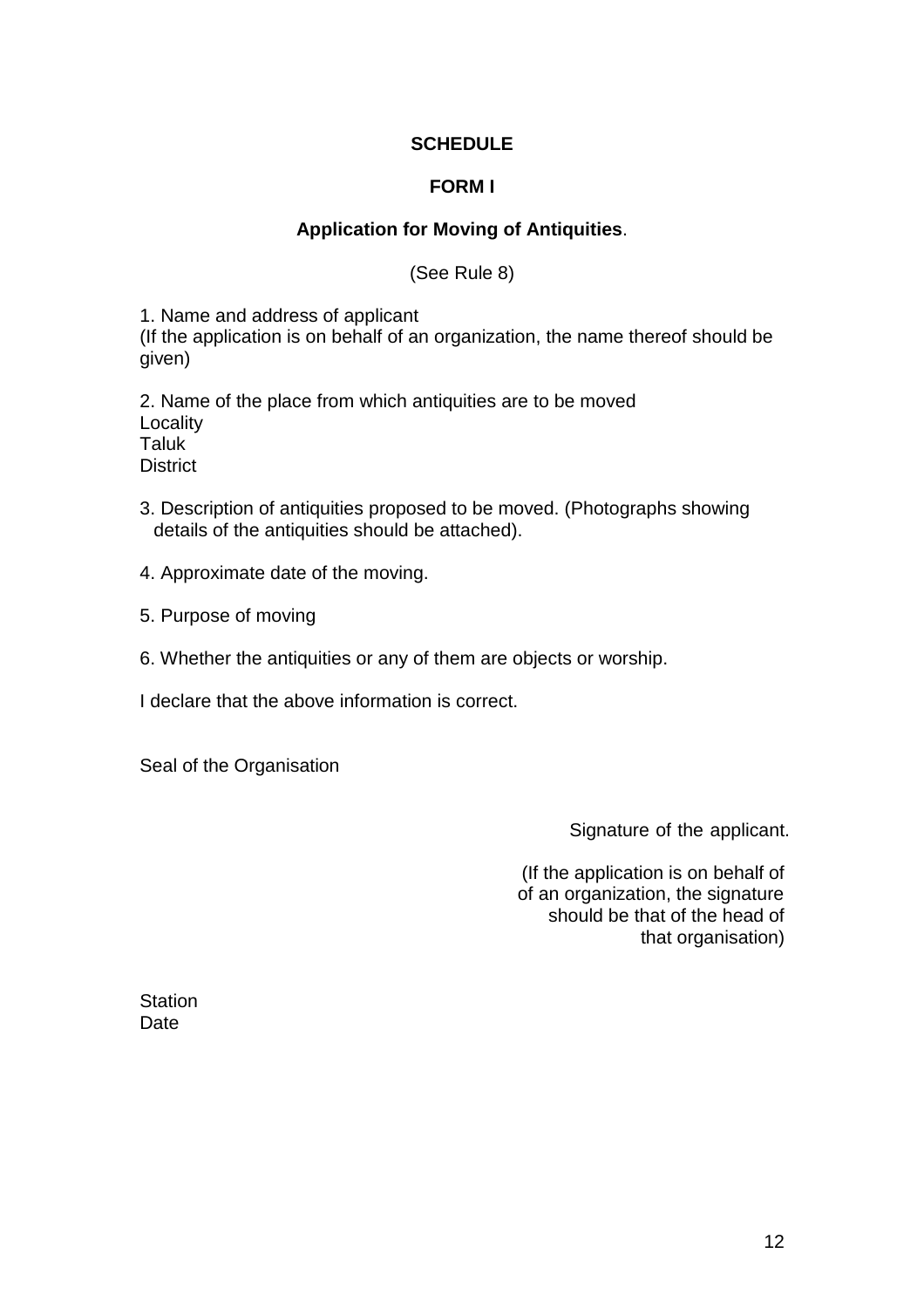**SCHEDULE**

**FORM I**

**Application for Moving of Antiquities**.

(See Rule 8)

1. Name and address of applicant
(If the application is on behalf of an organization, the name thereof should be given)

2. Name of the place from which antiquities are to be moved
Locality
Taluk
District

3. Description of antiquities proposed to be moved. (Photographs showing details of the antiquities should be attached).

4. Approximate date of the moving.

5. Purpose of moving

6. Whether the antiquities or any of them are objects or worship.

I declare that the above information is correct.

Seal of the Organisation

Signature of the applicant.

(If the application is on behalf of of an organization, the signature should be that of the head of that organisation)

Station
Date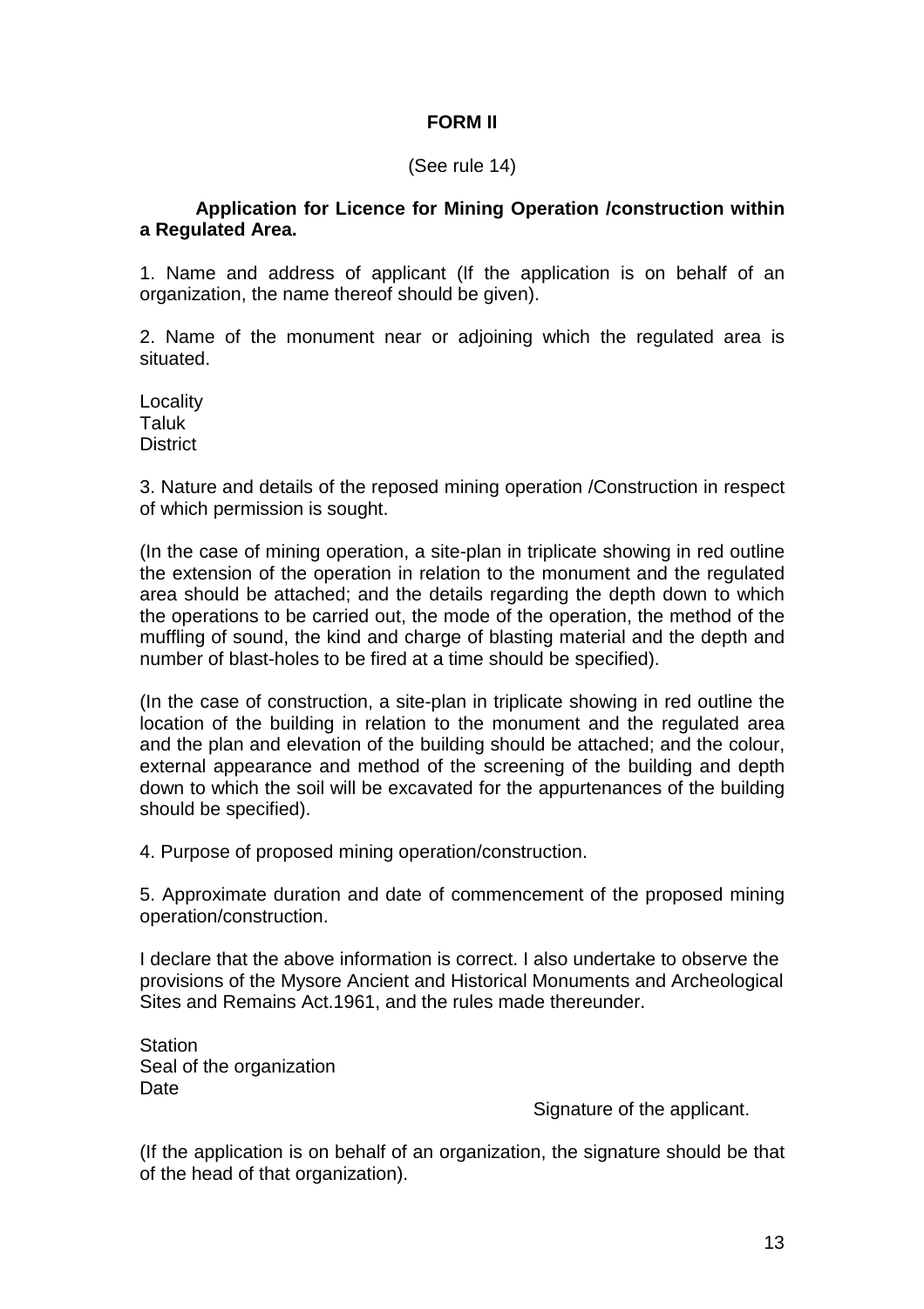# FORM II

(See rule 14)

**Application for Licence for Mining Operation /construction within a Regulated Area.**

1. Name and address of applicant (If the application is on behalf of an organization, the name thereof should be given).

2. Name of the monument near or adjoining which the regulated area is situated.

Locality
Taluk
District

3. Nature and details of the reposed mining operation /Construction in respect of which permission is sought.

(In the case of mining operation, a site-plan in triplicate showing in red outline the extension of the operation in relation to the monument and the regulated area should be attached; and the details regarding the depth down to which the operations to be carried out, the mode of the operation, the method of the muffling of sound, the kind and charge of blasting material and the depth and number of blast-holes to be fired at a time should be specified).

(In the case of construction, a site-plan in triplicate showing in red outline the location of the building in relation to the monument and the regulated area and the plan and elevation of the building should be attached; and the colour, external appearance and method of the screening of the building and depth down to which the soil will be excavated for the appurtenances of the building should be specified).

4. Purpose of proposed mining operation/construction.

5. Approximate duration and date of commencement of the proposed mining operation/construction.

I declare that the above information is correct. I also undertake to observe the provisions of the Mysore Ancient and Historical Monuments and Archeological Sites and Remains Act.1961, and the rules made thereunder.

Station
Seal of the organization
Date

Signature of the applicant.

(If the application is on behalf of an organization, the signature should be that of the head of that organization).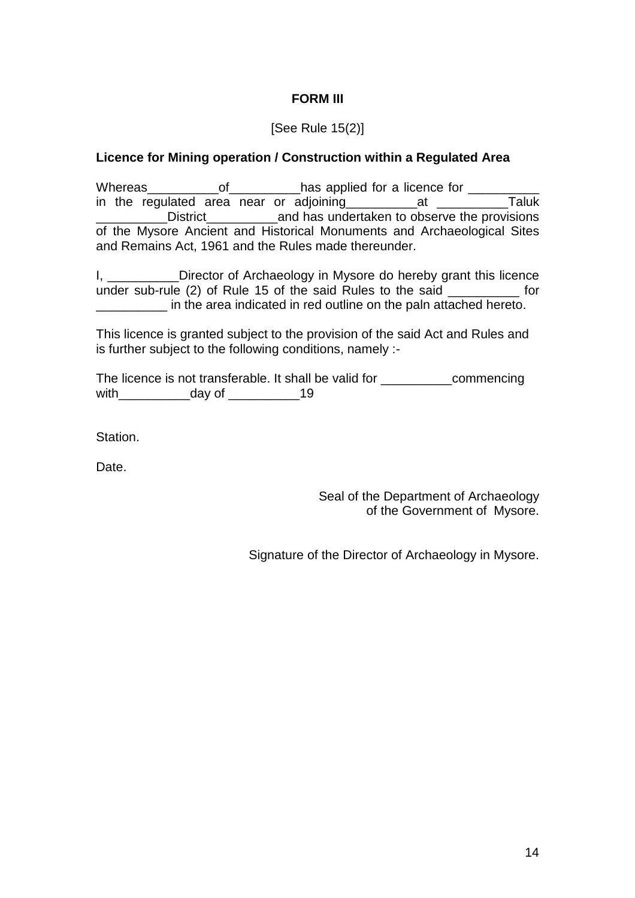**FORM III**

[See Rule 15(2)]

**Licence for Mining operation / Construction within a Regulated Area**

Whereas__________of__________has applied for a licence for __________ in the regulated area near or adjoining__________at __________Taluk __________District__________and has undertaken to observe the provisions of the Mysore Ancient and Historical Monuments and Archaeological Sites and Remains Act, 1961 and the Rules made thereunder.

I, __________Director of Archaeology in Mysore do hereby grant this licence under sub-rule (2) of Rule 15 of the said Rules to the said __________ for __________ in the area indicated in red outline on the paln attached hereto.

This licence is granted subject to the provision of the said Act and Rules and is further subject to the following conditions, namely :-

The licence is not transferable. It shall be valid for __________commencing with__________day of __________19

Station.

Date.

Seal of the Department of Archaeology of the Government of Mysore.

Signature of the Director of Archaeology in Mysore.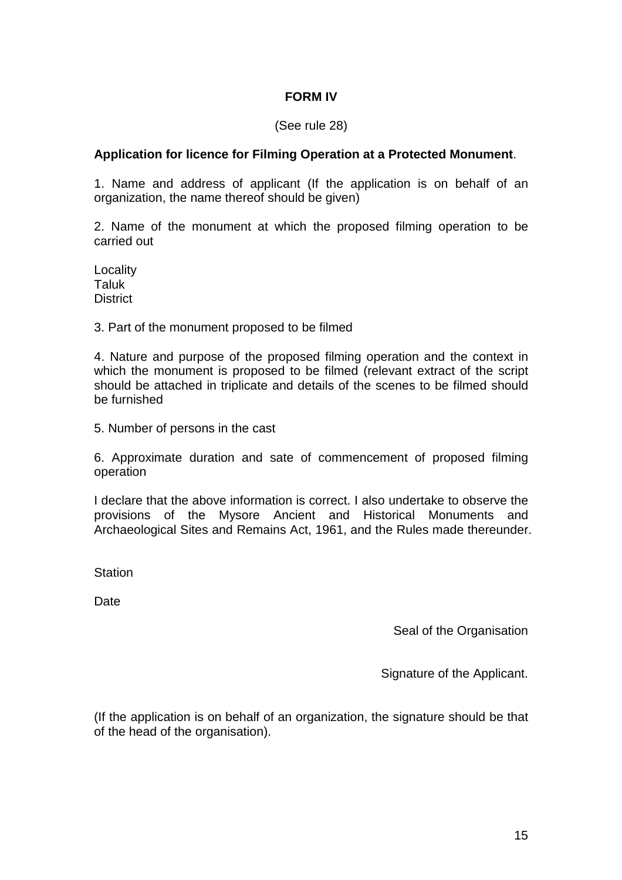**FORM IV**

(See rule 28)

**Application for licence for Filming Operation at a Protected Monument**.

1. Name and address of applicant (If the application is on behalf of an organization, the name thereof should be given)

2. Name of the monument at which the proposed filming operation to be carried out

Locality
Taluk
District

3. Part of the monument proposed to be filmed

4. Nature and purpose of the proposed filming operation and the context in which the monument is proposed to be filmed (relevant extract of the script should be attached in triplicate and details of the scenes to be filmed should be furnished

5. Number of persons in the cast

6. Approximate duration and sate of commencement of proposed filming operation

I declare that the above information is correct. I also undertake to observe the provisions of the Mysore Ancient and Historical Monuments and Archaeological Sites and Remains Act, 1961, and the Rules made thereunder.

Station

Date

Seal of the Organisation

Signature of the Applicant.

(If the application is on behalf of an organization, the signature should be that of the head of the organisation).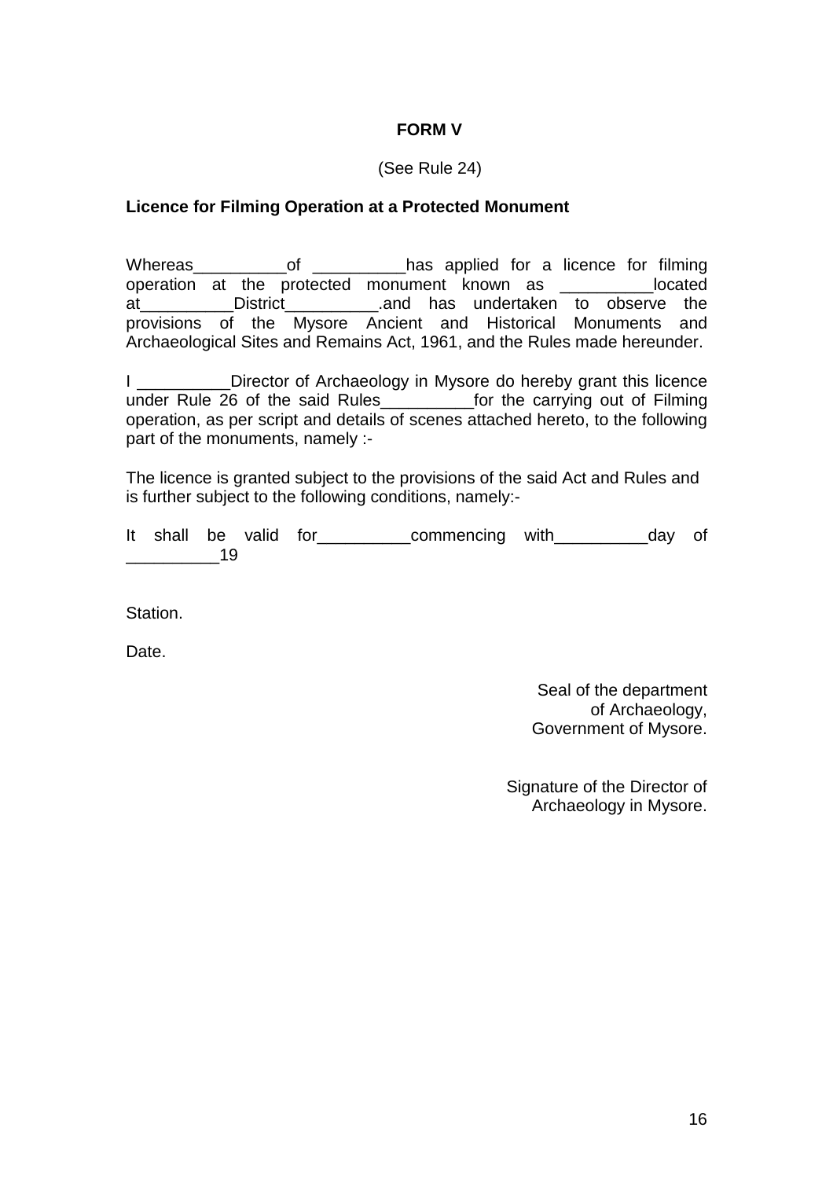**FORM V**

(See Rule 24)

**Licence for Filming Operation at a Protected Monument**

Whereas__________of __________has applied for a licence for filming operation at the protected monument known as __________located at__________District__________.and has undertaken to observe the provisions of the Mysore Ancient and Historical Monuments and Archaeological Sites and Remains Act, 1961, and the Rules made hereunder.

I __________Director of Archaeology in Mysore do hereby grant this licence under Rule 26 of the said Rules__________for the carrying out of Filming operation, as per script and details of scenes attached hereto, to the following part of the monuments, namely :-

The licence is granted subject to the provisions of the said Act and Rules and is further subject to the following conditions, namely:-

It shall be valid for__________commencing with__________day of __________19

Station.

Date.

Seal of the department
of Archaeology,
Government of Mysore.

Signature of the Director of
Archaeology in Mysore.